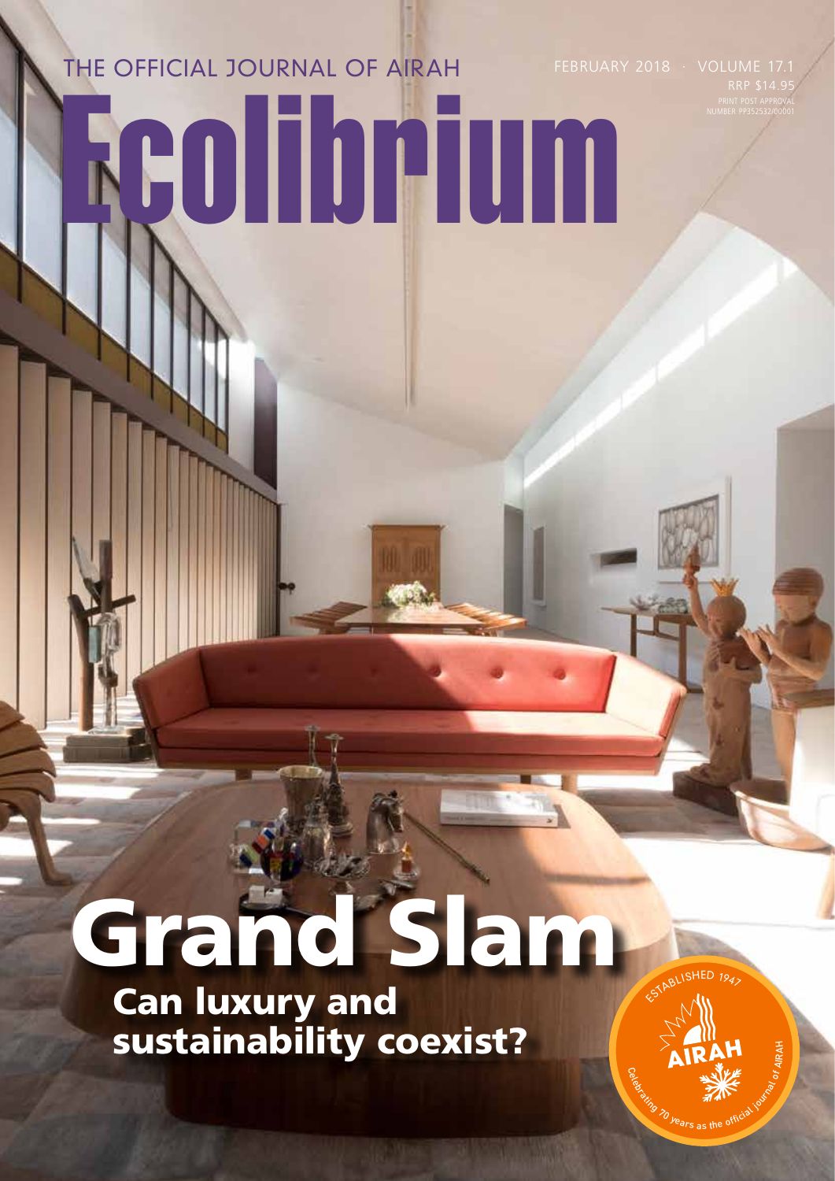THE OFFICIAL JOURNAL OF AIRAH

FEBRUARY 2018 · VOLUME 17.1

RRP $14.95

PRINT POST APPROVAL NUMBER PP352532/00001

# Ecolibrium

# Grand Slam

## Can luxury and sustainability coexist?

ESTABLISHED 1947

AIRAH

Celebrating 70 years as the official journal of AIRAH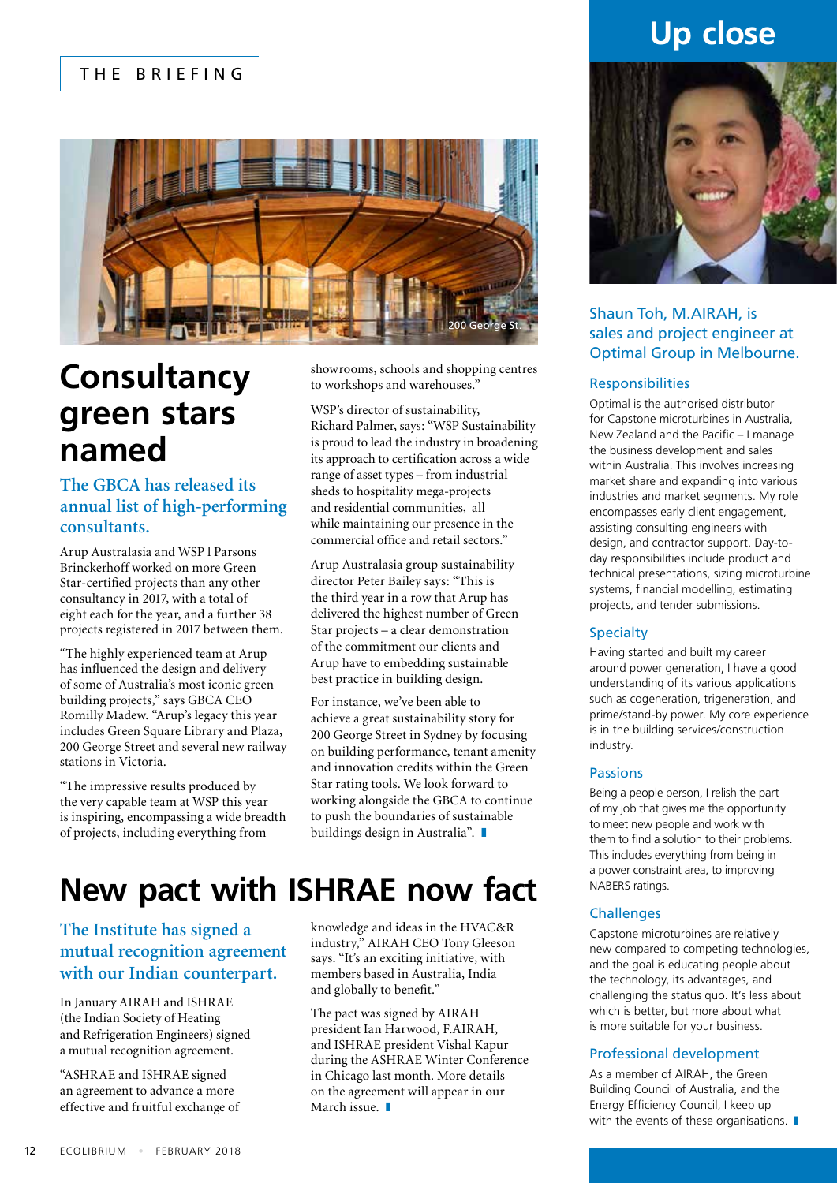THE BRIEFING

200 George St.

# Consultancy green stars named

## The GBCA has released its annual list of high-performing consultants.

Arup Australasia and WSP l Parsons Brinckerhoff worked on more Green Star-certified projects than any other consultancy in 2017, with a total of eight each for the year, and a further 38 projects registered in 2017 between them.

"The highly experienced team at Arup has influenced the design and delivery of some of Australia's most iconic green building projects," says GBCA CEO Romilly Madew. "Arup's legacy this year includes Green Square Library and Plaza, 200 George Street and several new railway stations in Victoria.

"The impressive results produced by the very capable team at WSP this year is inspiring, encompassing a wide breadth of projects, including everything from showrooms, schools and shopping centres to workshops and warehouses."

WSP's director of sustainability, Richard Palmer, says: "WSP Sustainability is proud to lead the industry in broadening its approach to certification across a wide range of asset types – from industrial sheds to hospitality mega-projects and residential communities, all while maintaining our presence in the commercial office and retail sectors."

Arup Australasia group sustainability director Peter Bailey says: "This is the third year in a row that Arup has delivered the highest number of Green Star projects – a clear demonstration of the commitment our clients and Arup have to embedding sustainable best practice in building design.

For instance, we've been able to achieve a great sustainability story for 200 George Street in Sydney by focusing on building performance, tenant amenity and innovation credits within the Green Star rating tools. We look forward to working alongside the GBCA to continue to push the boundaries of sustainable buildings design in Australia".

# New pact with ISHRAE now fact

## The Institute has signed a mutual recognition agreement with our Indian counterpart.

In January AIRAH and ISHRAE (the Indian Society of Heating and Refrigeration Engineers) signed a mutual recognition agreement.

"ASHRAE and ISHRAE signed an agreement to advance a more effective and fruitful exchange of knowledge and ideas in the HVAC&R industry," AIRAH CEO Tony Gleeson says. "It's an exciting initiative, with members based in Australia, India and globally to benefit."

The pact was signed by AIRAH president Ian Harwood, F.AIRAH, and ISHRAE president Vishal Kapur during the ASHRAE Winter Conference in Chicago last month. More details on the agreement will appear in our March issue.

# Up close

## Shaun Toh, M.AIRAH, is sales and project engineer at Optimal Group in Melbourne.

### Responsibilities

Optimal is the authorised distributor for Capstone microturbines in Australia, New Zealand and the Pacific – I manage the business development and sales within Australia. This involves increasing market share and expanding into various industries and market segments. My role encompasses early client engagement, assisting consulting engineers with design, and contractor support. Day-to-day responsibilities include product and technical presentations, sizing microturbine systems, financial modelling, estimating projects, and tender submissions.

### Specialty

Having started and built my career around power generation, I have a good understanding of its various applications such as cogeneration, trigeneration, and prime/stand-by power. My core experience is in the building services/construction industry.

### Passions

Being a people person, I relish the part of my job that gives me the opportunity to meet new people and work with them to find a solution to their problems. This includes everything from being in a power constraint area, to improving NABERS ratings.

### Challenges

Capstone microturbines are relatively new compared to competing technologies, and the goal is educating people about the technology, its advantages, and challenging the status quo. It's less about which is better, but more about what is more suitable for your business.

### Professional development

As a member of AIRAH, the Green Building Council of Australia, and the Energy Efficiency Council, I keep up with the events of these organisations.